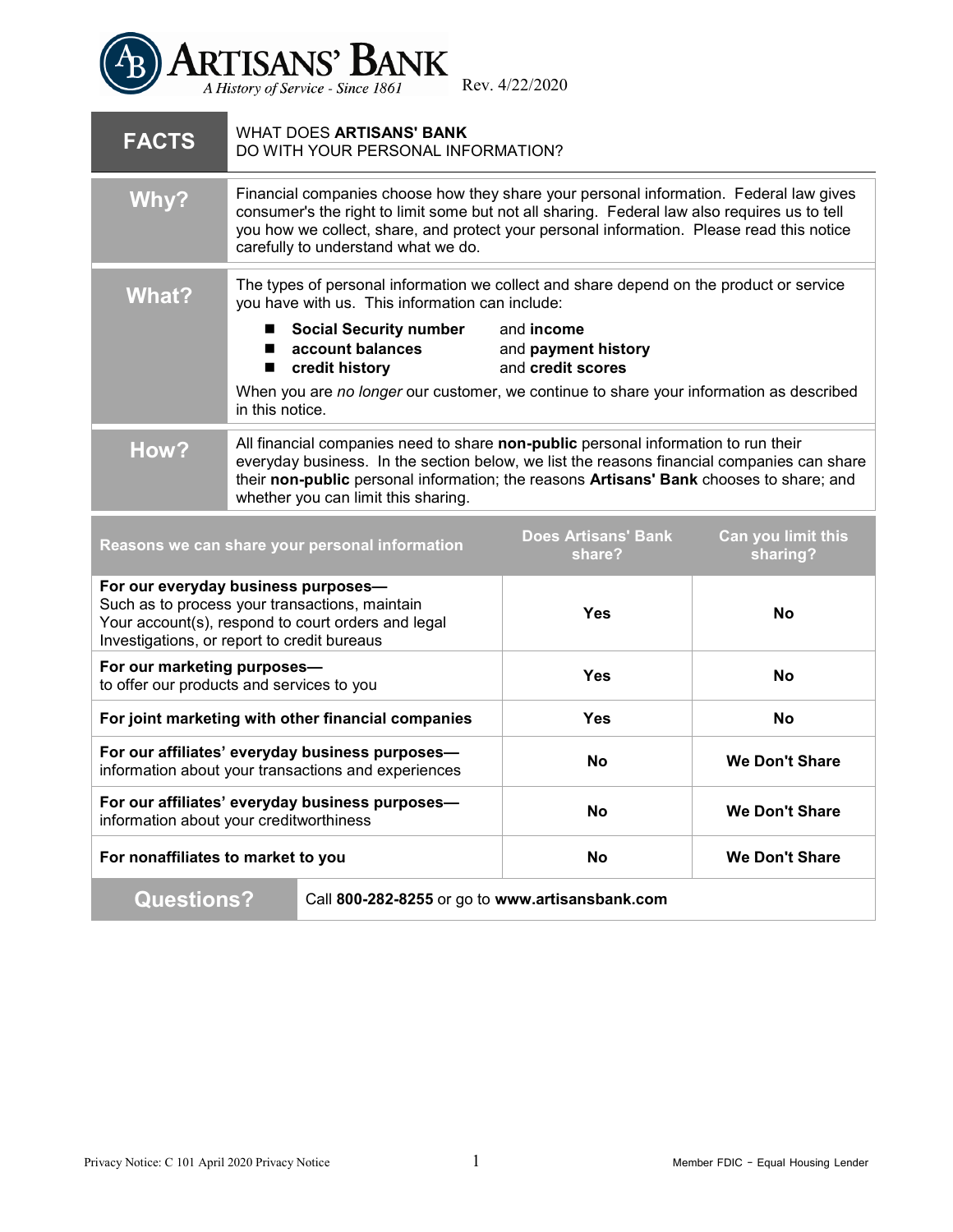# ARTISANS' BANK

*A History of Service - Since 1861*

Rev. 4/22/2020

| **FACTS** | WHAT DOES **ARTISANS' BANK** DO WITH YOUR PERSONAL INFORMATION? |
|---|---|
| **Why?** | Financial companies choose how they share your personal information. Federal law gives consumer's the right to limit some but not all sharing. Federal law also requires us to tell you how we collect, share, and protect your personal information. Please read this notice carefully to understand what we do. |
| **What?** | The types of personal information we collect and share depend on the product or service you have with us. This information can include:<br>■ **Social Security number** and **income**<br>■ **account balances** and **payment history**<br>■ **credit history** and **credit scores**<br>When you are *no longer* our customer, we continue to share your information as described in this notice. |
| **How?** | All financial companies need to share **non-public** personal information to run their everyday business. In the section below, we list the reasons financial companies can share their **non-public** personal information; the reasons **Artisans' Bank** chooses to share; and whether you can limit this sharing. |

| Reasons we can share your personal information | Does Artisans' Bank share? | Can you limit this sharing? |
|---|---|---|
| **For our everyday business purposes—** Such as to process your transactions, maintain Your account(s), respond to court orders and legal Investigations, or report to credit bureaus | **Yes** | **No** |
| **For our marketing purposes—** to offer our products and services to you | **Yes** | **No** |
| **For joint marketing with other financial companies** | **Yes** | **No** |
| **For our affiliates' everyday business purposes—** information about your transactions and experiences | **No** | **We Don't Share** |
| **For our affiliates' everyday business purposes—** information about your creditworthiness | **No** | **We Don't Share** |
| **For nonaffiliates to market to you** | **No** | **We Don't Share** |

| **Questions?** | Call **800-282-8255** or go to **www.artisansbank.com** |
|---|---|

Privacy Notice: C 101 April 2020 Privacy Notice

Member FDIC - Equal Housing Lender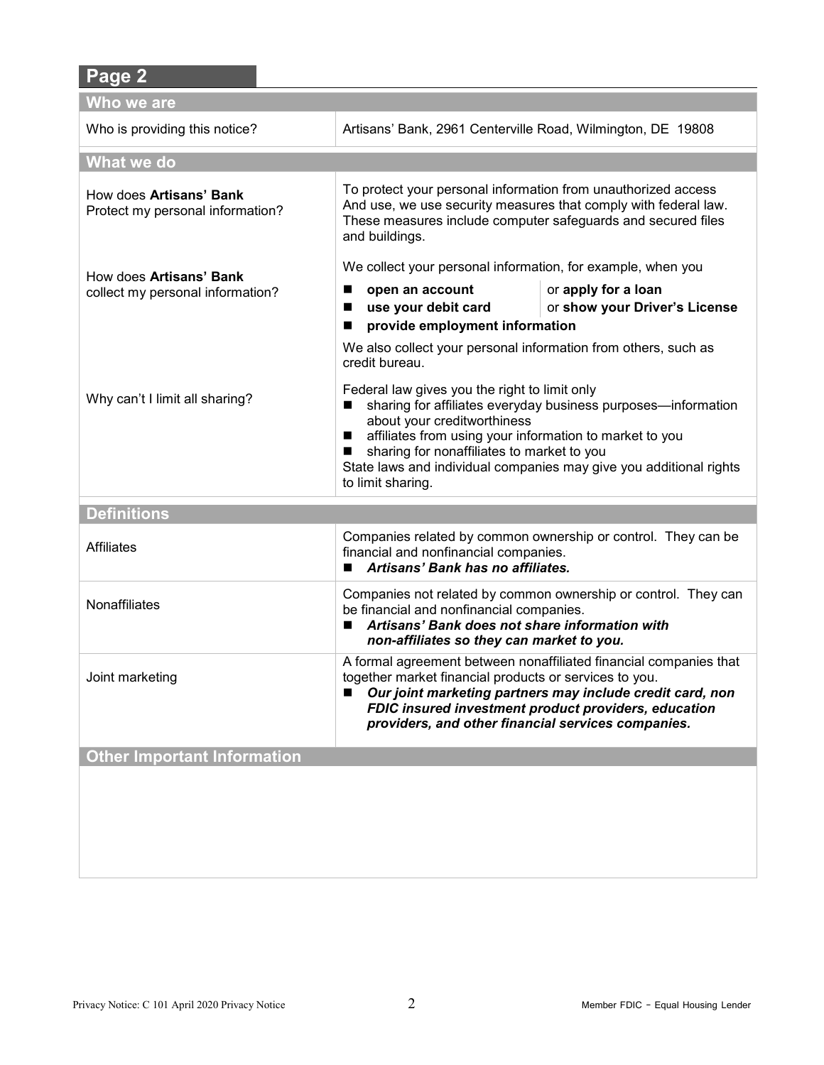## Page 2

| | |
|---|---|
| **Who we are** | |
| Who is providing this notice? | Artisans' Bank, 2961 Centerville Road, Wilmington, DE 19808 |
| **What we do** | |
| How does **Artisans' Bank** Protect my personal information? | To protect your personal information from unauthorized access And use, we use security measures that comply with federal law. These measures include computer safeguards and secured files and buildings. |
| How does **Artisans' Bank** collect my personal information? | We collect your personal information, for example, when you<br>■ **open an account** or **apply for a loan**<br>■ **use your debit card** or **show your Driver's License**<br>■ **provide employment information**<br>We also collect your personal information from others, such as credit bureau. |
| Why can't I limit all sharing? | Federal law gives you the right to limit only<br>■ sharing for affiliates everyday business purposes—information about your creditworthiness<br>■ affiliates from using your information to market to you<br>■ sharing for nonaffiliates to market to you<br>State laws and individual companies may give you additional rights to limit sharing. |
| **Definitions** | |
| Affiliates | Companies related by common ownership or control. They can be financial and nonfinancial companies.<br>■ ***Artisans' Bank has no affiliates.*** |
| Nonaffiliates | Companies not related by common ownership or control. They can be financial and nonfinancial companies.<br>■ ***Artisans' Bank does not share information with non-affiliates so they can market to you.*** |
| Joint marketing | A formal agreement between nonaffiliated financial companies that together market financial products or services to you.<br>■ ***Our joint marketing partners may include credit card, non FDIC insured investment product providers, education providers, and other financial services companies.*** |
| **Other Important Information** | |

Privacy Notice: C 101 April 2020 Privacy Notice

Member FDIC – Equal Housing Lender